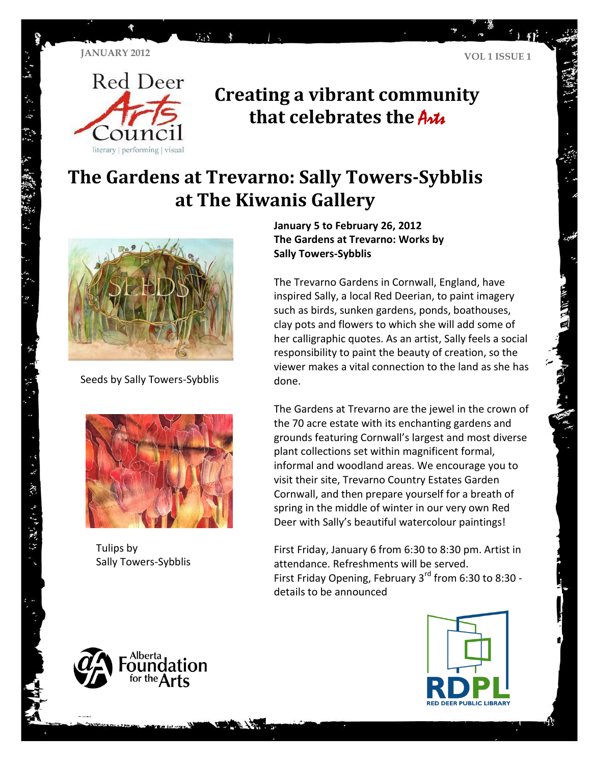JANUARY 2012

VOL 1 ISSUE 1

Red Deer Arts Council

literary | performing | visual

## Creating a vibrant community that celebrates the Arts

# The Gardens at Trevarno: Sally Towers-Sybblis at The Kiwanis Gallery

Seeds by Sally Towers-Sybblis

Tulips by Sally Towers-Sybblis

**January 5 to February 26, 2012**
**The Gardens at Trevarno: Works by Sally Towers-Sybblis**

The Trevarno Gardens in Cornwall, England, have inspired Sally, a local Red Deerian, to paint imagery such as birds, sunken gardens, ponds, boathouses, clay pots and flowers to which she will add some of her calligraphic quotes. As an artist, Sally feels a social responsibility to paint the beauty of creation, so the viewer makes a vital connection to the land as she has done.

The Gardens at Trevarno are the jewel in the crown of the 70 acre estate with its enchanting gardens and grounds featuring Cornwall's largest and most diverse plant collections set within magnificent formal, informal and woodland areas. We encourage you to visit their site, Trevarno Country Estates Garden Cornwall, and then prepare yourself for a breath of spring in the middle of winter in our very own Red Deer with Sally's beautiful watercolour paintings!

First Friday, January 6 from 6:30 to 8:30 pm. Artist in attendance. Refreshments will be served.
First Friday Opening, February 3rd from 6:30 to 8:30 - details to be announced

Alberta Foundation for the Arts

RDPL RED DEER PUBLIC LIBRARY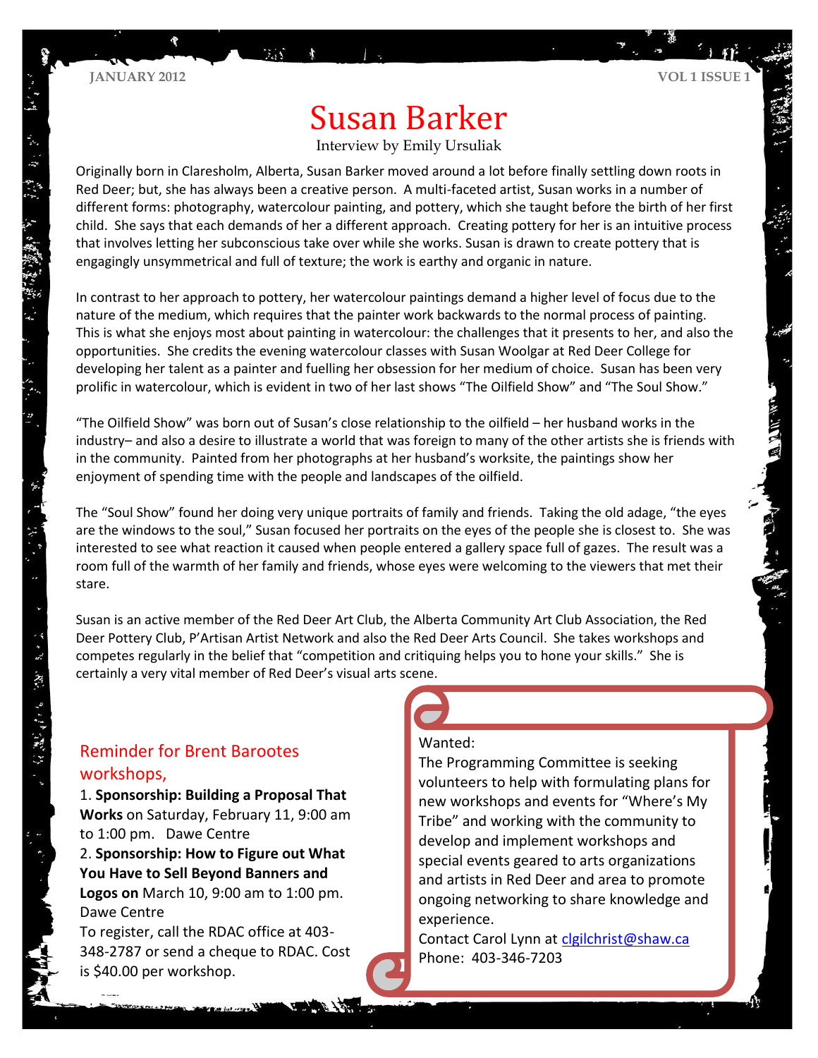# Susan Barker

Interview by Emily Ursuliak

Originally born in Claresholm, Alberta, Susan Barker moved around a lot before finally settling down roots in Red Deer; but, she has always been a creative person. A multi-faceted artist, Susan works in a number of different forms: photography, watercolour painting, and pottery, which she taught before the birth of her first child. She says that each demands of her a different approach. Creating pottery for her is an intuitive process that involves letting her subconscious take over while she works. Susan is drawn to create pottery that is engagingly unsymmetrical and full of texture; the work is earthy and organic in nature.

In contrast to her approach to pottery, her watercolour paintings demand a higher level of focus due to the nature of the medium, which requires that the painter work backwards to the normal process of painting. This is what she enjoys most about painting in watercolour: the challenges that it presents to her, and also the opportunities. She credits the evening watercolour classes with Susan Woolgar at Red Deer College for developing her talent as a painter and fuelling her obsession for her medium of choice. Susan has been very prolific in watercolour, which is evident in two of her last shows "The Oilfield Show" and "The Soul Show."

"The Oilfield Show" was born out of Susan's close relationship to the oilfield – her husband works in the industry– and also a desire to illustrate a world that was foreign to many of the other artists she is friends with in the community. Painted from her photographs at her husband's worksite, the paintings show her enjoyment of spending time with the people and landscapes of the oilfield.

The "Soul Show" found her doing very unique portraits of family and friends. Taking the old adage, "the eyes are the windows to the soul," Susan focused her portraits on the eyes of the people she is closest to. She was interested to see what reaction it caused when people entered a gallery space full of gazes. The result was a room full of the warmth of her family and friends, whose eyes were welcoming to the viewers that met their stare.

Susan is an active member of the Red Deer Art Club, the Alberta Community Art Club Association, the Red Deer Pottery Club, P'Artisan Artist Network and also the Red Deer Arts Council. She takes workshops and competes regularly in the belief that "competition and critiquing helps you to hone your skills." She is certainly a very vital member of Red Deer's visual arts scene.

## Reminder for Brent Barootes workshops,

1. **Sponsorship: Building a Proposal That Works** on Saturday, February 11, 9:00 am to 1:00 pm. Dawe Centre
2. **Sponsorship: How to Figure out What You Have to Sell Beyond Banners and Logos on** March 10, 9:00 am to 1:00 pm. Dawe Centre

To register, call the RDAC office at 403-348-2787 or send a cheque to RDAC. Cost is $40.00 per workshop.

Wanted:

The Programming Committee is seeking volunteers to help with formulating plans for new workshops and events for "Where's My Tribe" and working with the community to develop and implement workshops and special events geared to arts organizations and artists in Red Deer and area to promote ongoing networking to share knowledge and experience.

Contact Carol Lynn at clgilchrist@shaw.ca

Phone: 403-346-7203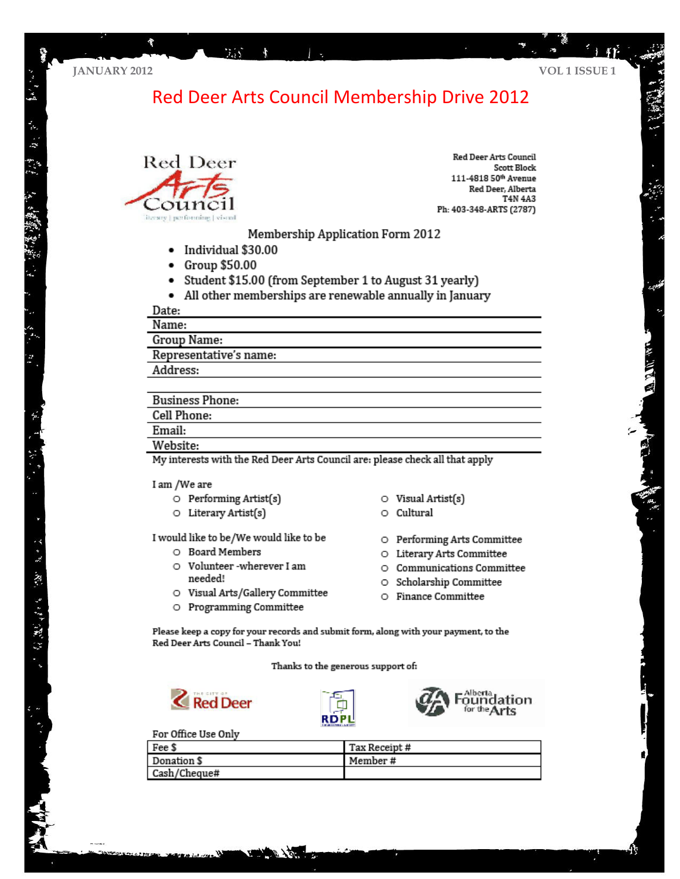# Red Deer Arts Council Membership Drive 2012

Red Deer Arts Council
literary | performing | visual

Red Deer Arts Council
Scott Block
111-4818 50th Avenue
Red Deer, Alberta
T4N 4A3
Ph: 403-348-ARTS (2787)

## Membership Application Form 2012

- Individual $30.00
- Group $50.00
- Student $15.00 (from September 1 to August 31 yearly)
- All other memberships are renewable annually in January

Date:

Name:

Group Name:

Representative's name:

Address:

Business Phone:

Cell Phone:

Email:

Website:

My interests with the Red Deer Arts Council are: please check all that apply

I am /We are

- ○ Performing Artist(s)
- ○ Literary Artist(s)
- ○ Visual Artist(s)
- ○ Cultural

I would like to be/We would like to be

- ○ Board Members
- ○ Volunteer -wherever I am needed!
- ○ Visual Arts/Gallery Committee
- ○ Programming Committee
- ○ Performing Arts Committee
- ○ Literary Arts Committee
- ○ Communications Committee
- ○ Scholarship Committee
- ○ Finance Committee

Please keep a copy for your records and submit form, along with your payment, to the Red Deer Arts Council – Thank You!

Thanks to the generous support of:

The City of Red Deer | RDPL | Alberta Foundation for the Arts

For Office Use Only

| Fee $ | Tax Receipt # |
|---|---|
| Donation $ | Member # |
| Cash/Cheque# | |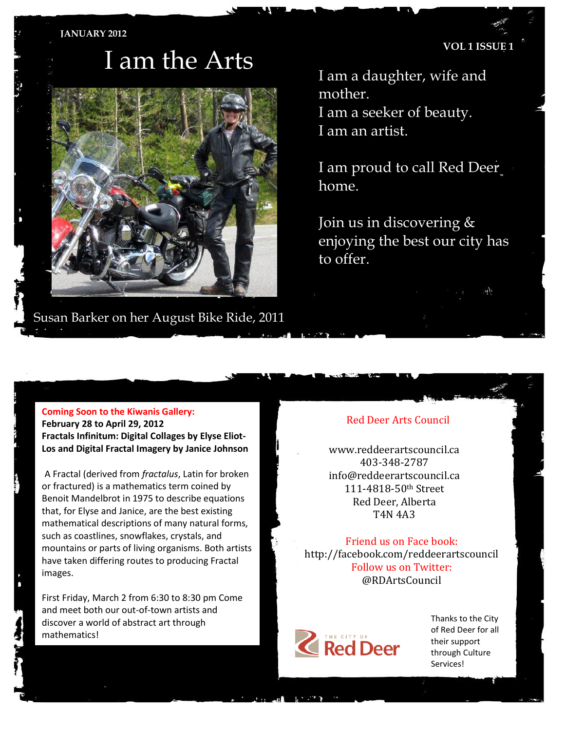JANUARY 2012

VOL 1 ISSUE 1

# I am the Arts

Susan Barker on her August Bike Ride, 2011

I am a daughter, wife and mother.
I am a seeker of beauty.
I am an artist.

I am proud to call Red Deer home.

Join us in discovering & enjoying the best our city has to offer.

**Coming Soon to the Kiwanis Gallery:**
**February 28 to April 29, 2012**
**Fractals Infinitum: Digital Collages by Elyse Eliot-Los and Digital Fractal Imagery by Janice Johnson**

A Fractal (derived from *fractalus*, Latin for broken or fractured) is a mathematics term coined by Benoit Mandelbrot in 1975 to describe equations that, for Elyse and Janice, are the best existing mathematical descriptions of many natural forms, such as coastlines, snowflakes, crystals, and mountains or parts of living organisms. Both artists have taken differing routes to producing Fractal images.

First Friday, March 2 from 6:30 to 8:30 pm Come and meet both our out-of-town artists and discover a world of abstract art through mathematics!

Red Deer Arts Council

www.reddeerartscouncil.ca
403-348-2787
info@reddeerartscouncil.ca
111-4818-50th Street
Red Deer, Alberta
T4N 4A3

Friend us on Face book:
http://facebook.com/reddeerartscouncil
Follow us on Twitter:
@RDArtsCouncil

THE CITY OF Red Deer

Thanks to the City of Red Deer for all their support through Culture Services!